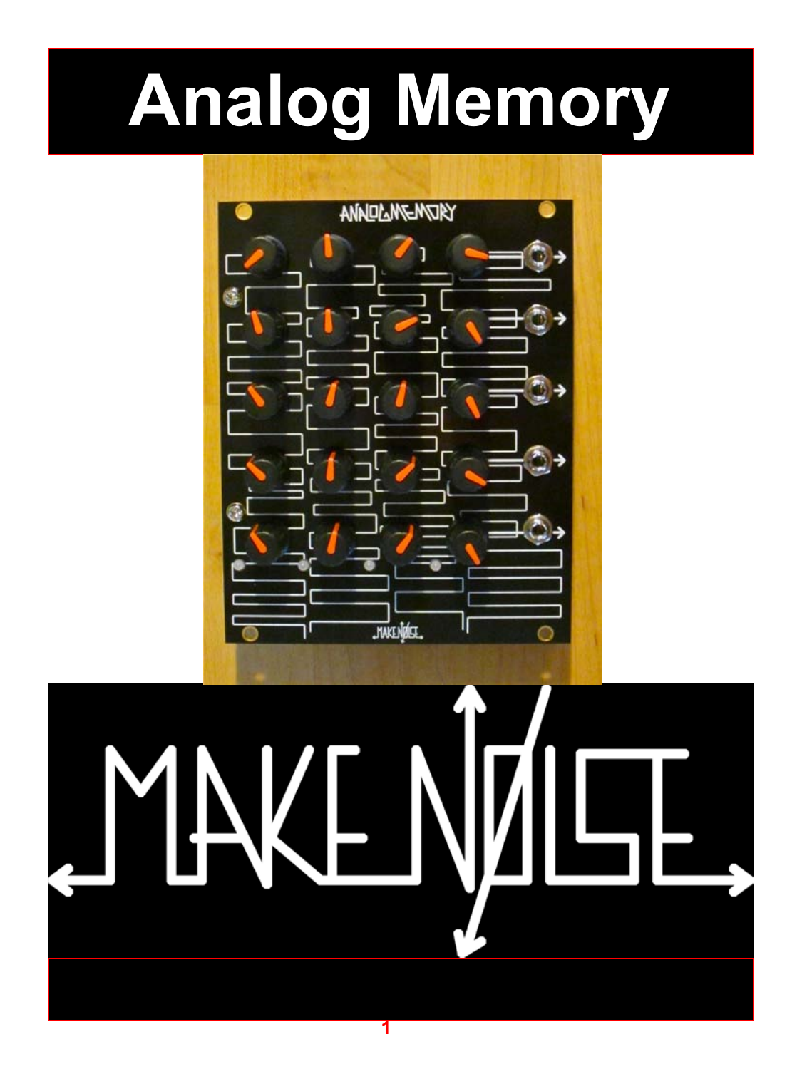# Analog Memory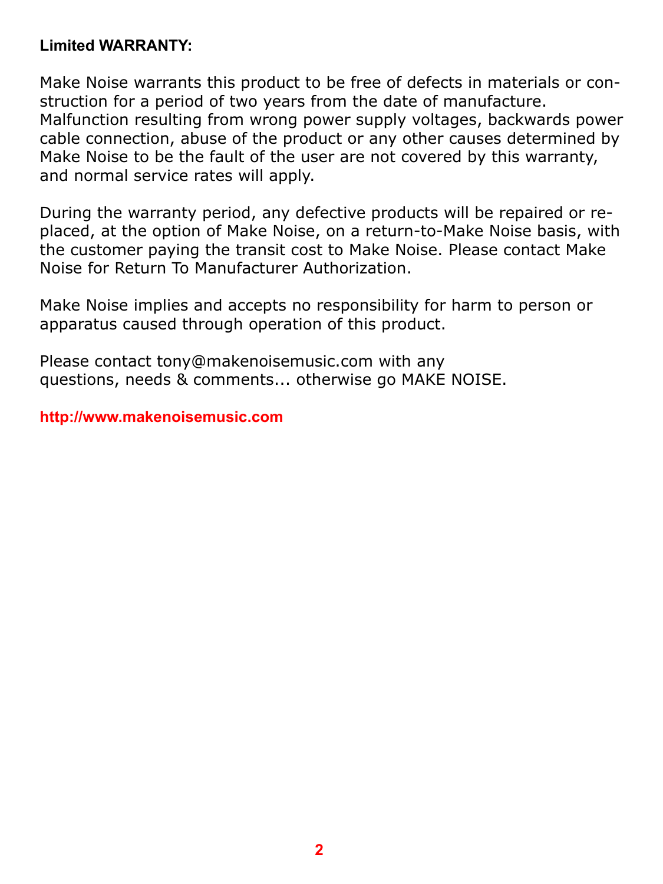**Limited WARRANTY:**

Make Noise warrants this product to be free of defects in materials or construction for a period of two years from the date of manufacture. Malfunction resulting from wrong power supply voltages, backwards power cable connection, abuse of the product or any other causes determined by Make Noise to be the fault of the user are not covered by this warranty, and normal service rates will apply.

During the warranty period, any defective products will be repaired or replaced, at the option of Make Noise, on a return-to-Make Noise basis, with the customer paying the transit cost to Make Noise. Please contact Make Noise for Return To Manufacturer Authorization.

Make Noise implies and accepts no responsibility for harm to person or apparatus caused through operation of this product.

Please contact tony@makenoisemusic.com with any questions, needs & comments... otherwise go MAKE NOISE.

**http://www.makenoisemusic.com**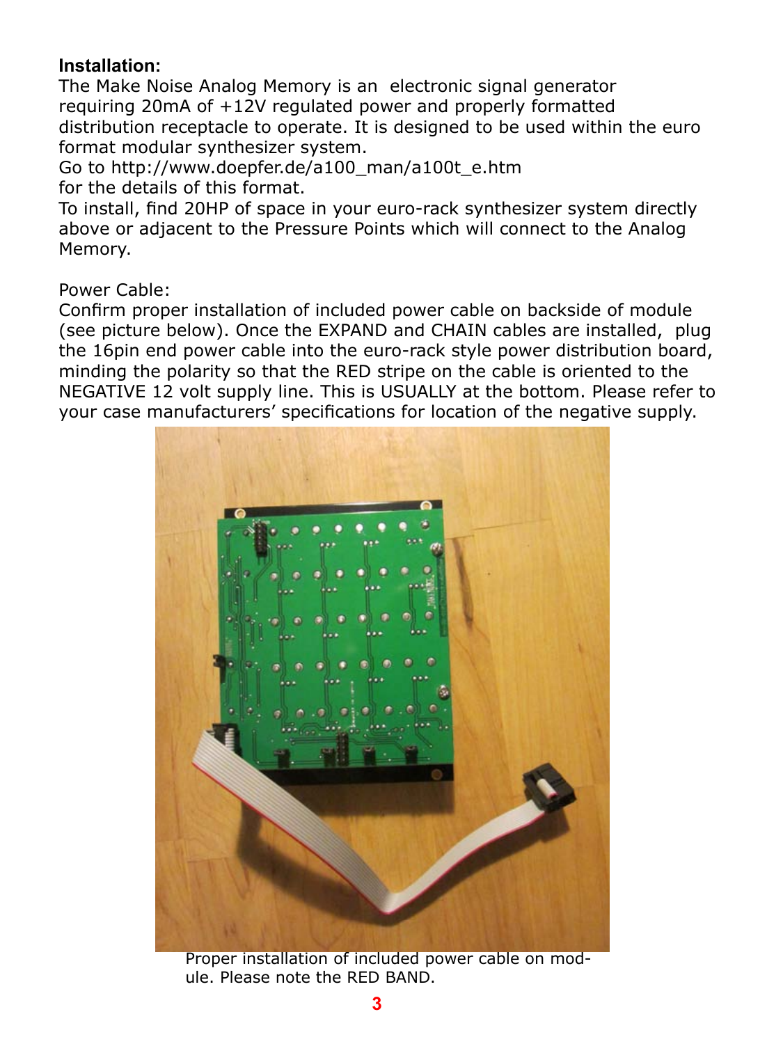**Installation:**

The Make Noise Analog Memory is an electronic signal generator requiring 20mA of +12V regulated power and properly formatted distribution receptacle to operate. It is designed to be used within the euro format modular synthesizer system.

Go to http://www.doepfer.de/a100_man/a100t_e.htm for the details of this format.

To install, find 20HP of space in your euro-rack synthesizer system directly above or adjacent to the Pressure Points which will connect to the Analog Memory.

Power Cable:

Confirm proper installation of included power cable on backside of module (see picture below). Once the EXPAND and CHAIN cables are installed, plug the 16pin end power cable into the euro-rack style power distribution board, minding the polarity so that the RED stripe on the cable is oriented to the NEGATIVE 12 volt supply line. This is USUALLY at the bottom. Please refer to your case manufacturers' specifications for location of the negative supply.

Proper installation of included power cable on module. Please note the RED BAND.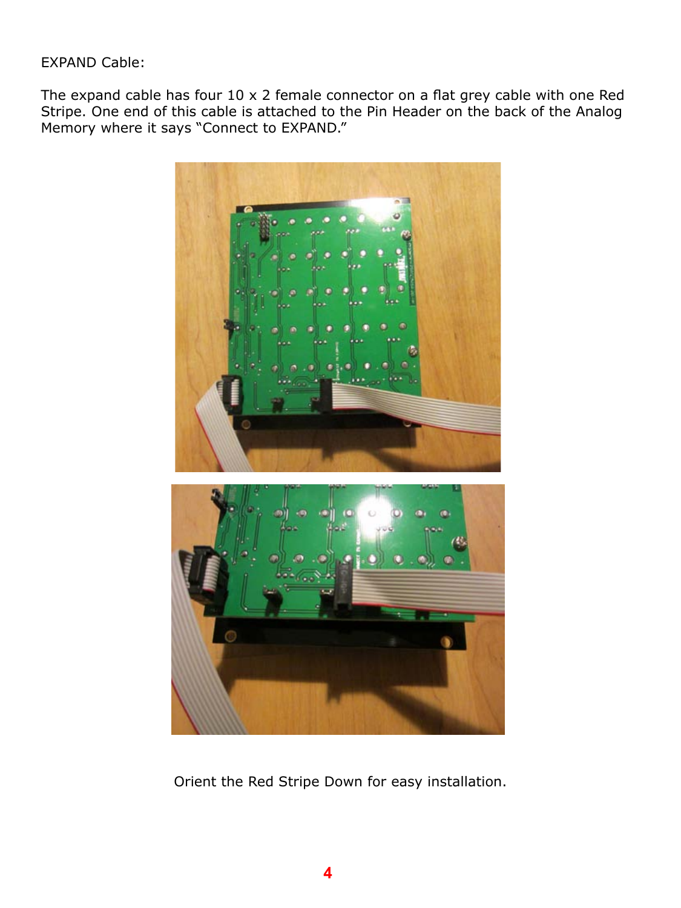EXPAND Cable:

The expand cable has four 10 x 2 female connector on a flat grey cable with one Red Stripe. One end of this cable is attached to the Pin Header on the back of the Analog Memory where it says "Connect to EXPAND."

Orient the Red Stripe Down for easy installation.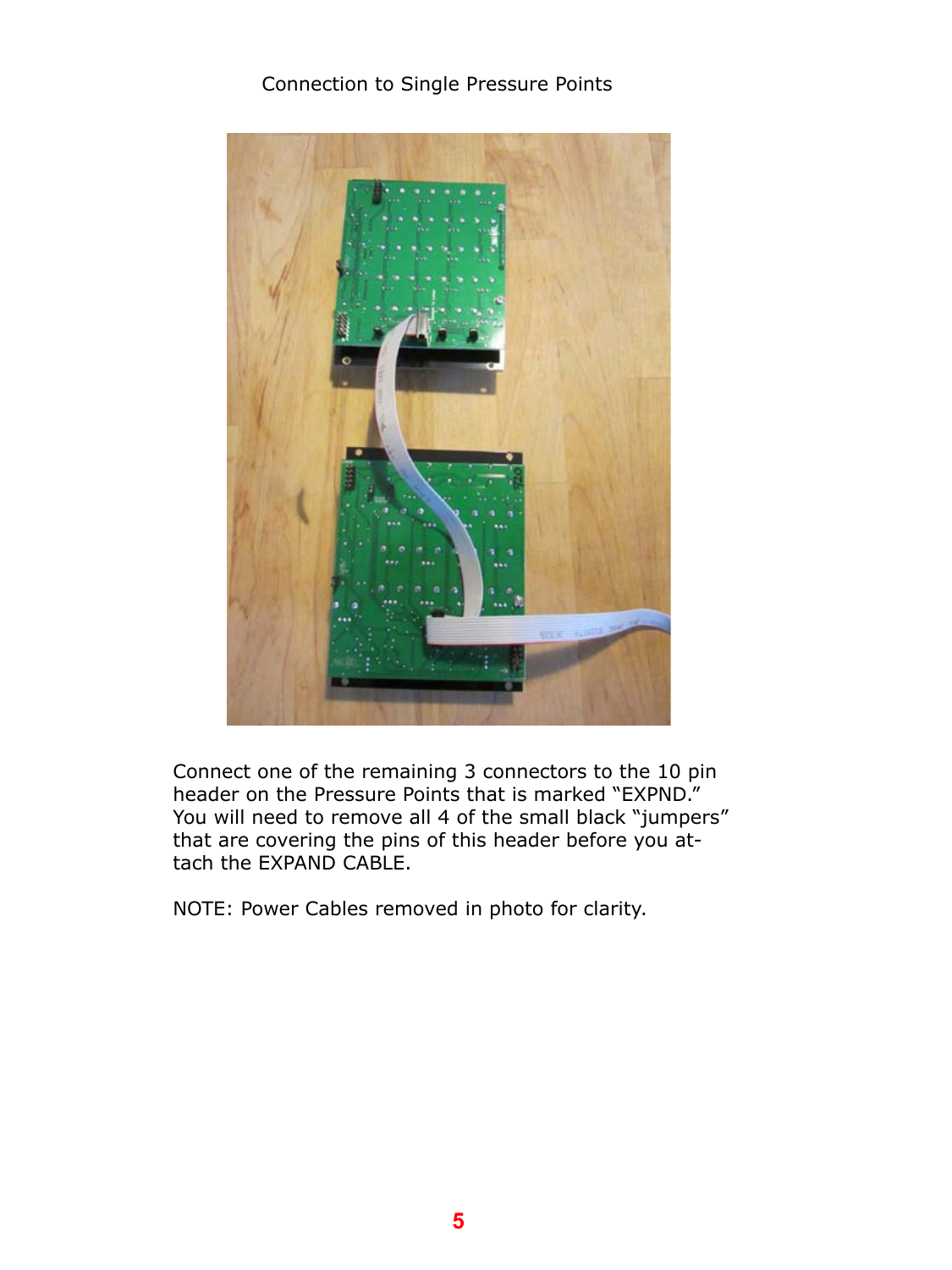Connection to Single Pressure Points

Connect one of the remaining 3 connectors to the 10 pin header on the Pressure Points that is marked "EXPND." You will need to remove all 4 of the small black "jumpers" that are covering the pins of this header before you attach the EXPAND CABLE.

NOTE: Power Cables removed in photo for clarity.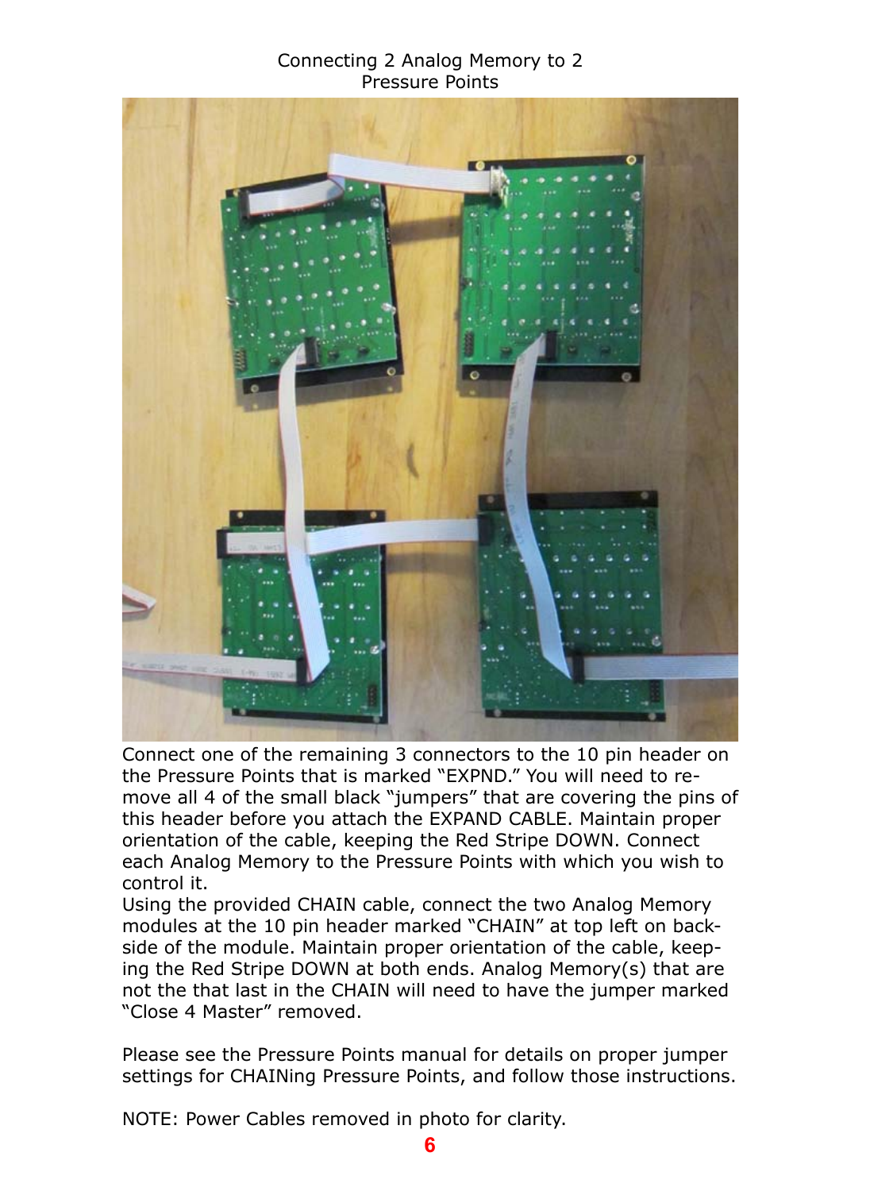Connecting 2 Analog Memory to 2 Pressure Points

Connect one of the remaining 3 connectors to the 10 pin header on the Pressure Points that is marked "EXPND." You will need to remove all 4 of the small black "jumpers" that are covering the pins of this header before you attach the EXPAND CABLE. Maintain proper orientation of the cable, keeping the Red Stripe DOWN. Connect each Analog Memory to the Pressure Points with which you wish to control it.

Using the provided CHAIN cable, connect the two Analog Memory modules at the 10 pin header marked "CHAIN" at top left on backside of the module. Maintain proper orientation of the cable, keeping the Red Stripe DOWN at both ends. Analog Memory(s) that are not the that last in the CHAIN will need to have the jumper marked "Close 4 Master" removed.

Please see the Pressure Points manual for details on proper jumper settings for CHAINing Pressure Points, and follow those instructions.

NOTE: Power Cables removed in photo for clarity.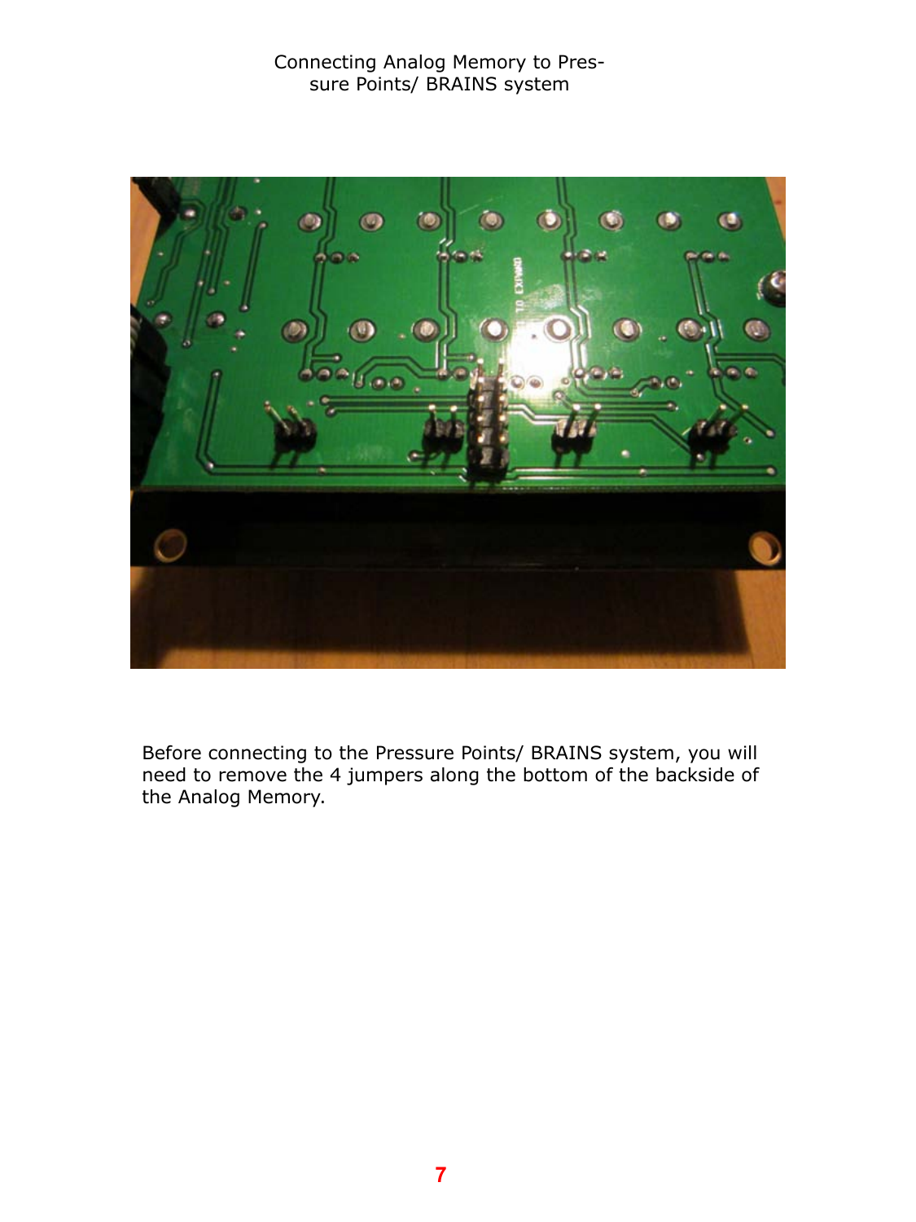# Connecting Analog Memory to Pressure Points/ BRAINS system

Before connecting to the Pressure Points/ BRAINS system, you will need to remove the 4 jumpers along the bottom of the backside of the Analog Memory.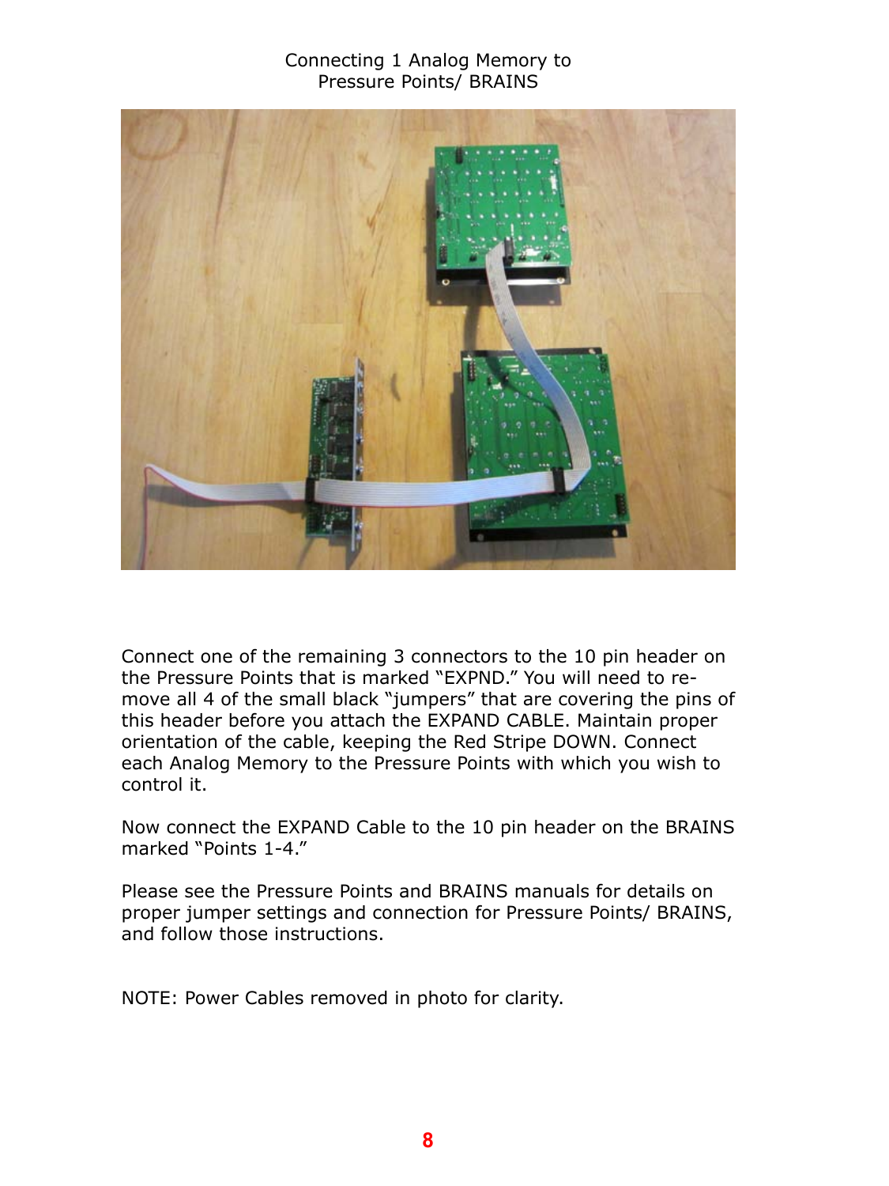Connecting 1 Analog Memory to
Pressure Points/ BRAINS

Connect one of the remaining 3 connectors to the 10 pin header on the Pressure Points that is marked “EXPND.” You will need to remove all 4 of the small black “jumpers” that are covering the pins of this header before you attach the EXPAND CABLE. Maintain proper orientation of the cable, keeping the Red Stripe DOWN. Connect each Analog Memory to the Pressure Points with which you wish to control it.

Now connect the EXPAND Cable to the 10 pin header on the BRAINS marked “Points 1-4.”

Please see the Pressure Points and BRAINS manuals for details on proper jumper settings and connection for Pressure Points/ BRAINS, and follow those instructions.

NOTE: Power Cables removed in photo for clarity.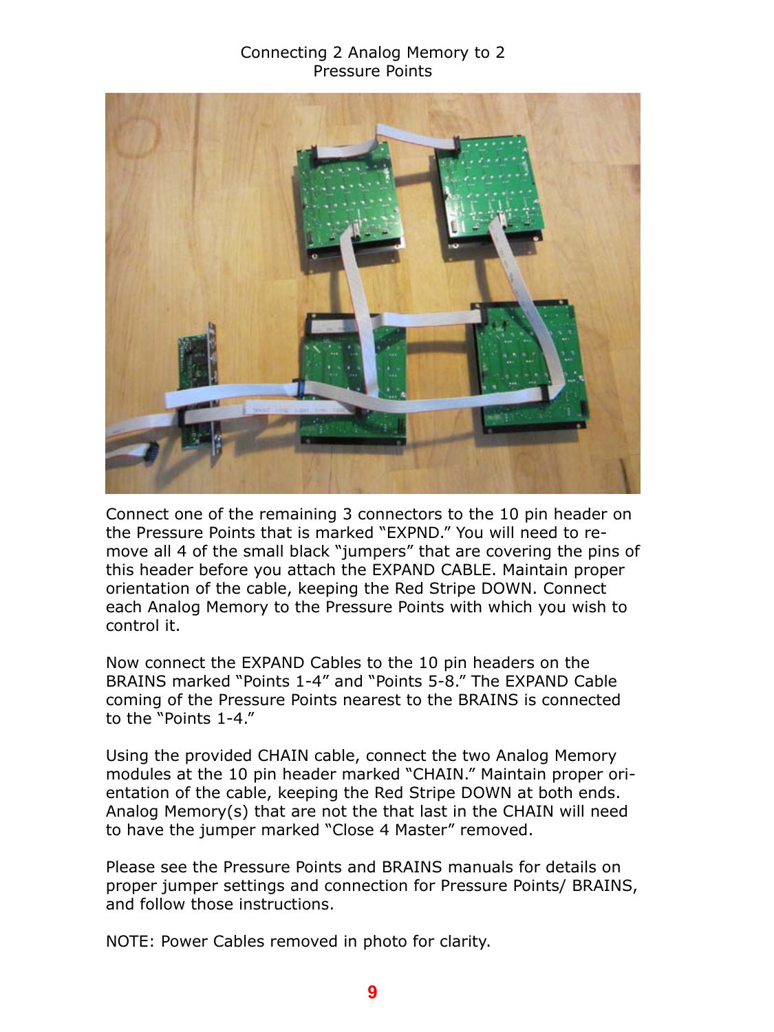## Connecting 2 Analog Memory to 2 Pressure Points

Connect one of the remaining 3 connectors to the 10 pin header on the Pressure Points that is marked "EXPND." You will need to remove all 4 of the small black "jumpers" that are covering the pins of this header before you attach the EXPAND CABLE. Maintain proper orientation of the cable, keeping the Red Stripe DOWN. Connect each Analog Memory to the Pressure Points with which you wish to control it.

Now connect the EXPAND Cables to the 10 pin headers on the BRAINS marked "Points 1-4" and "Points 5-8." The EXPAND Cable coming of the Pressure Points nearest to the BRAINS is connected to the "Points 1-4."

Using the provided CHAIN cable, connect the two Analog Memory modules at the 10 pin header marked "CHAIN." Maintain proper orientation of the cable, keeping the Red Stripe DOWN at both ends. Analog Memory(s) that are not the that last in the CHAIN will need to have the jumper marked "Close 4 Master" removed.

Please see the Pressure Points and BRAINS manuals for details on proper jumper settings and connection for Pressure Points/ BRAINS, and follow those instructions.

NOTE: Power Cables removed in photo for clarity.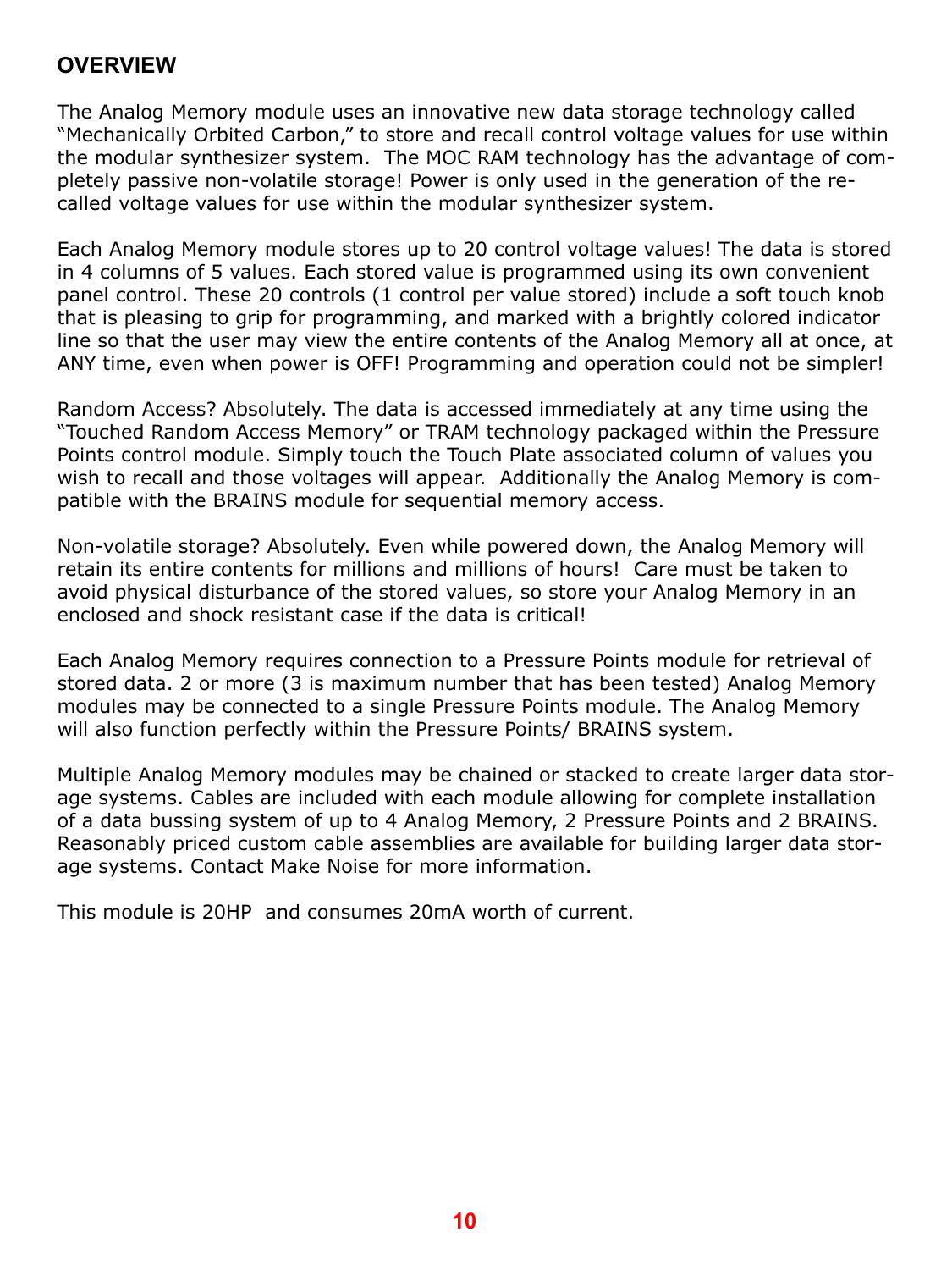## OVERVIEW

The Analog Memory module uses an innovative new data storage technology called "Mechanically Orbited Carbon," to store and recall control voltage values for use within the modular synthesizer system. The MOC RAM technology has the advantage of completely passive non-volatile storage! Power is only used in the generation of the recalled voltage values for use within the modular synthesizer system.

Each Analog Memory module stores up to 20 control voltage values! The data is stored in 4 columns of 5 values. Each stored value is programmed using its own convenient panel control. These 20 controls (1 control per value stored) include a soft touch knob that is pleasing to grip for programming, and marked with a brightly colored indicator line so that the user may view the entire contents of the Analog Memory all at once, at ANY time, even when power is OFF! Programming and operation could not be simpler!

Random Access? Absolutely. The data is accessed immediately at any time using the "Touched Random Access Memory" or TRAM technology packaged within the Pressure Points control module. Simply touch the Touch Plate associated column of values you wish to recall and those voltages will appear. Additionally the Analog Memory is compatible with the BRAINS module for sequential memory access.

Non-volatile storage? Absolutely. Even while powered down, the Analog Memory will retain its entire contents for millions and millions of hours! Care must be taken to avoid physical disturbance of the stored values, so store your Analog Memory in an enclosed and shock resistant case if the data is critical!

Each Analog Memory requires connection to a Pressure Points module for retrieval of stored data. 2 or more (3 is maximum number that has been tested) Analog Memory modules may be connected to a single Pressure Points module. The Analog Memory will also function perfectly within the Pressure Points/ BRAINS system.

Multiple Analog Memory modules may be chained or stacked to create larger data storage systems. Cables are included with each module allowing for complete installation of a data bussing system of up to 4 Analog Memory, 2 Pressure Points and 2 BRAINS. Reasonably priced custom cable assemblies are available for building larger data storage systems. Contact Make Noise for more information.

This module is 20HP and consumes 20mA worth of current.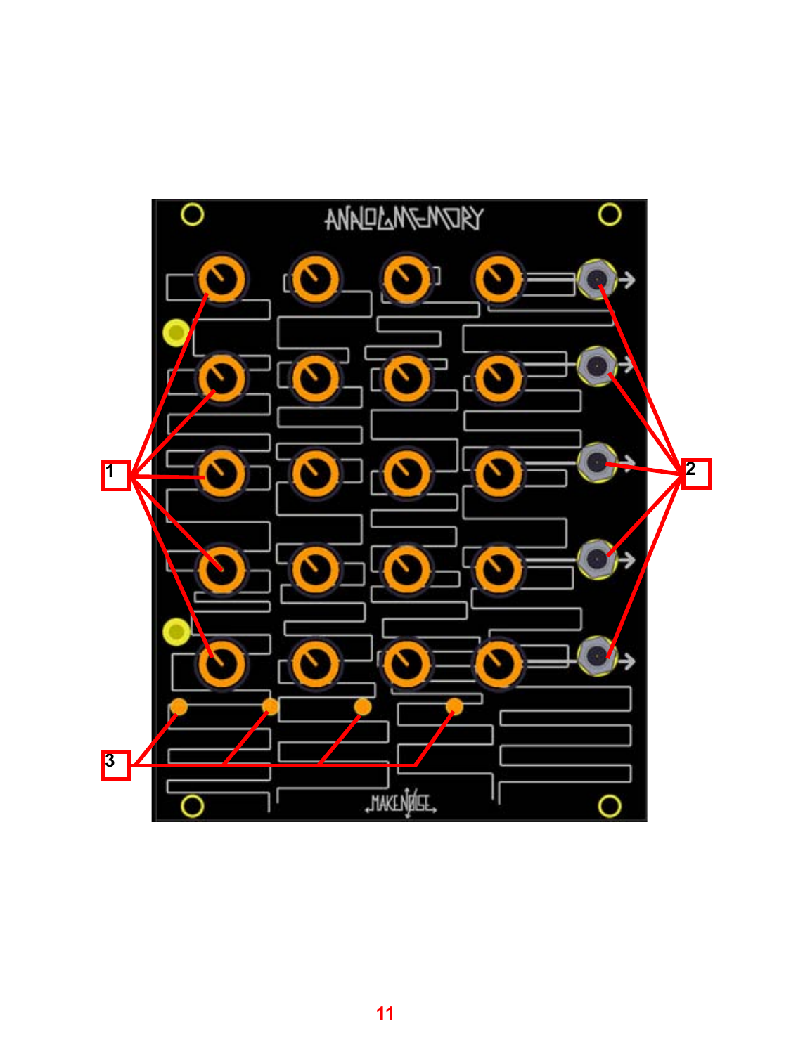ANALOGMEMORY

1

2

3

MAKENOISE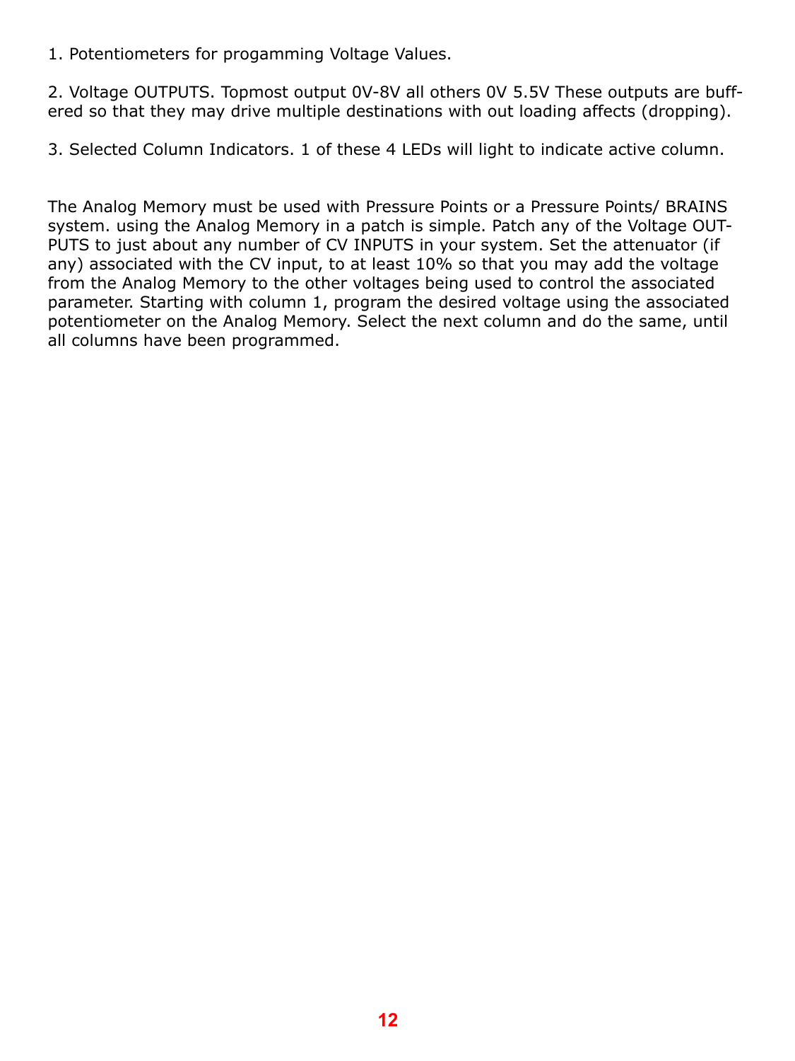1. Potentiometers for progamming Voltage Values.

2. Voltage OUTPUTS. Topmost output 0V-8V all others 0V 5.5V These outputs are buffered so that they may drive multiple destinations with out loading affects (dropping).

3. Selected Column Indicators. 1 of these 4 LEDs will light to indicate active column.

The Analog Memory must be used with Pressure Points or a Pressure Points/ BRAINS system. using the Analog Memory in a patch is simple. Patch any of the Voltage OUTPUTS to just about any number of CV INPUTS in your system. Set the attenuator (if any) associated with the CV input, to at least 10% so that you may add the voltage from the Analog Memory to the other voltages being used to control the associated parameter. Starting with column 1, program the desired voltage using the associated potentiometer on the Analog Memory. Select the next column and do the same, until all columns have been programmed.